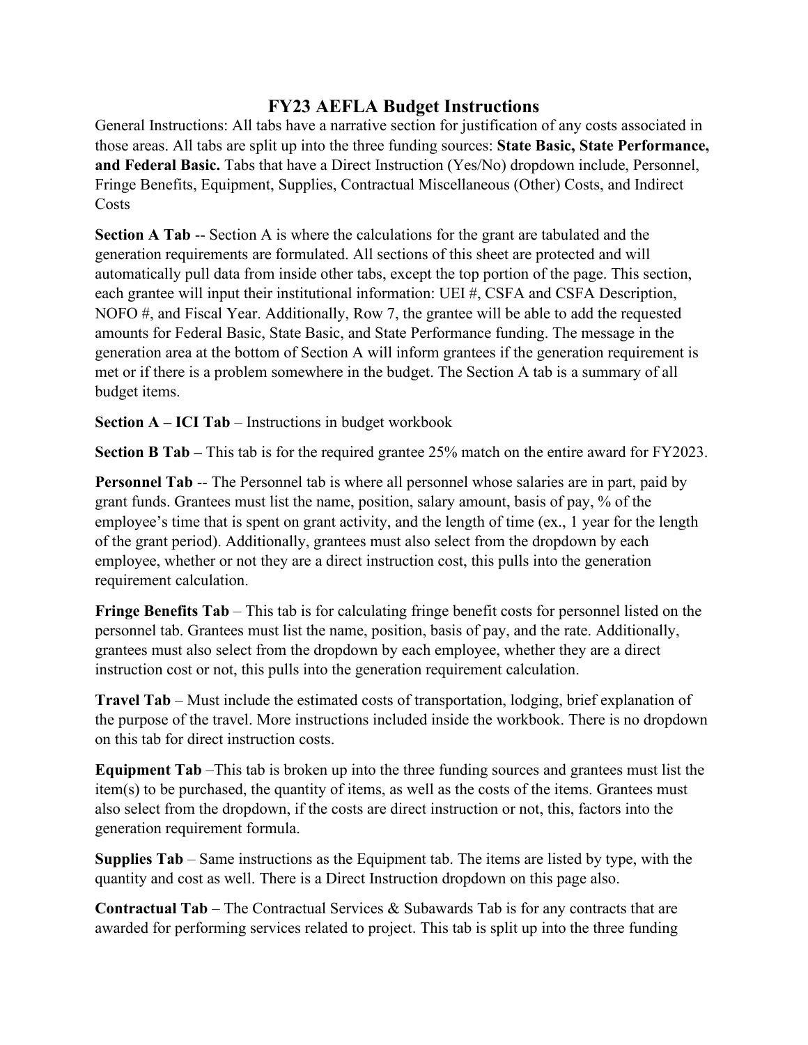# FY23 AEFLA Budget Instructions

General Instructions: All tabs have a narrative section for justification of any costs associated in those areas. All tabs are split up into the three funding sources: **State Basic, State Performance, and Federal Basic.** Tabs that have a Direct Instruction (Yes/No) dropdown include, Personnel, Fringe Benefits, Equipment, Supplies, Contractual Miscellaneous (Other) Costs, and Indirect Costs

**Section A Tab** -- Section A is where the calculations for the grant are tabulated and the generation requirements are formulated. All sections of this sheet are protected and will automatically pull data from inside other tabs, except the top portion of the page. This section, each grantee will input their institutional information: UEI #, CSFA and CSFA Description, NOFO #, and Fiscal Year. Additionally, Row 7, the grantee will be able to add the requested amounts for Federal Basic, State Basic, and State Performance funding. The message in the generation area at the bottom of Section A will inform grantees if the generation requirement is met or if there is a problem somewhere in the budget. The Section A tab is a summary of all budget items.

**Section A – ICI Tab** – Instructions in budget workbook

**Section B Tab –** This tab is for the required grantee 25% match on the entire award for FY2023.

**Personnel Tab** -- The Personnel tab is where all personnel whose salaries are in part, paid by grant funds. Grantees must list the name, position, salary amount, basis of pay, % of the employee's time that is spent on grant activity, and the length of time (ex., 1 year for the length of the grant period). Additionally, grantees must also select from the dropdown by each employee, whether or not they are a direct instruction cost, this pulls into the generation requirement calculation.

**Fringe Benefits Tab** – This tab is for calculating fringe benefit costs for personnel listed on the personnel tab. Grantees must list the name, position, basis of pay, and the rate. Additionally, grantees must also select from the dropdown by each employee, whether they are a direct instruction cost or not, this pulls into the generation requirement calculation.

**Travel Tab** – Must include the estimated costs of transportation, lodging, brief explanation of the purpose of the travel. More instructions included inside the workbook. There is no dropdown on this tab for direct instruction costs.

**Equipment Tab** –This tab is broken up into the three funding sources and grantees must list the item(s) to be purchased, the quantity of items, as well as the costs of the items. Grantees must also select from the dropdown, if the costs are direct instruction or not, this, factors into the generation requirement formula.

**Supplies Tab** – Same instructions as the Equipment tab. The items are listed by type, with the quantity and cost as well. There is a Direct Instruction dropdown on this page also.

**Contractual Tab** – The Contractual Services & Subawards Tab is for any contracts that are awarded for performing services related to project. This tab is split up into the three funding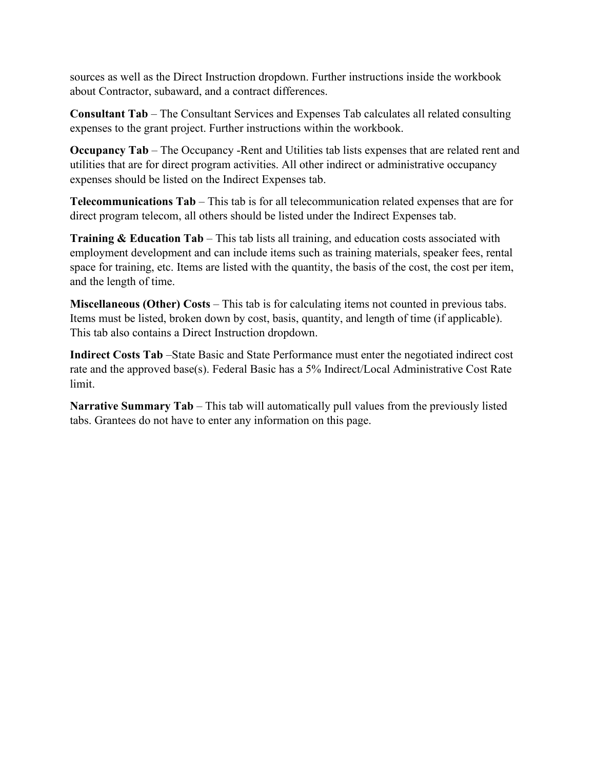sources as well as the Direct Instruction dropdown. Further instructions inside the workbook about Contractor, subaward, and a contract differences.

**Consultant Tab** – The Consultant Services and Expenses Tab calculates all related consulting expenses to the grant project. Further instructions within the workbook.

**Occupancy Tab** – The Occupancy -Rent and Utilities tab lists expenses that are related rent and utilities that are for direct program activities. All other indirect or administrative occupancy expenses should be listed on the Indirect Expenses tab.

**Telecommunications Tab** – This tab is for all telecommunication related expenses that are for direct program telecom, all others should be listed under the Indirect Expenses tab.

**Training & Education Tab** – This tab lists all training, and education costs associated with employment development and can include items such as training materials, speaker fees, rental space for training, etc. Items are listed with the quantity, the basis of the cost, the cost per item, and the length of time.

**Miscellaneous (Other) Costs** – This tab is for calculating items not counted in previous tabs. Items must be listed, broken down by cost, basis, quantity, and length of time (if applicable). This tab also contains a Direct Instruction dropdown.

**Indirect Costs Tab** –State Basic and State Performance must enter the negotiated indirect cost rate and the approved base(s). Federal Basic has a 5% Indirect/Local Administrative Cost Rate limit.

**Narrative Summary Tab** – This tab will automatically pull values from the previously listed tabs. Grantees do not have to enter any information on this page.